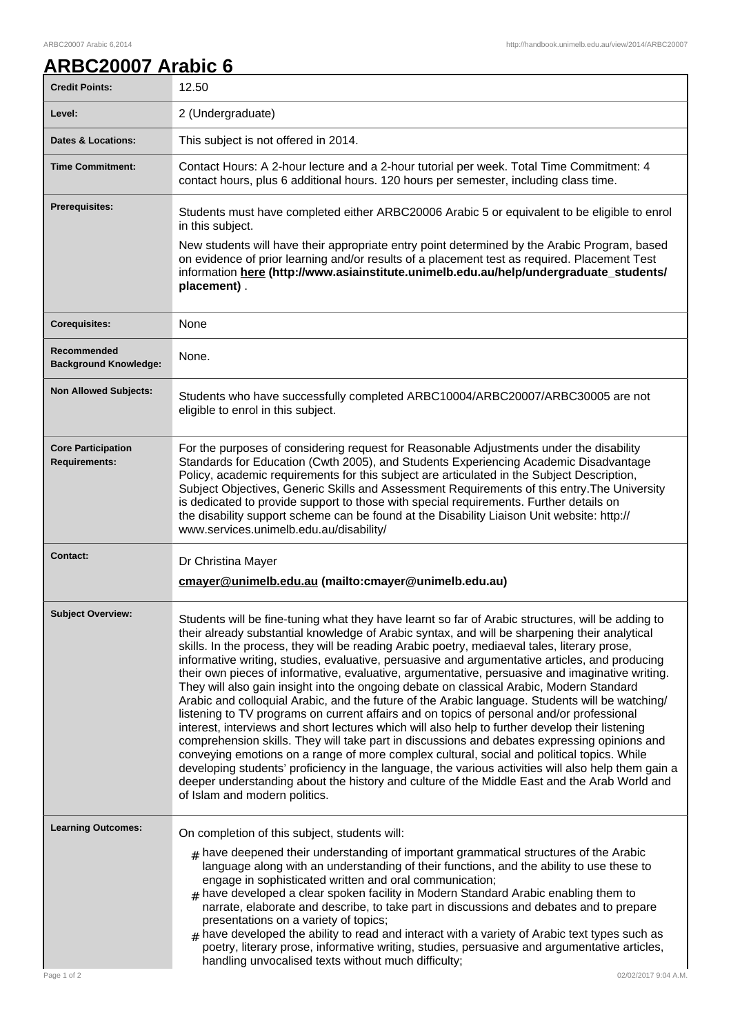# ARBC20007 Arabic 6

| | |
|---|---|
| **Credit Points:** | 12.50 |
| **Level:** | 2 (Undergraduate) |
| **Dates & Locations:** | This subject is not offered in 2014. |
| **Time Commitment:** | Contact Hours: A 2-hour lecture and a 2-hour tutorial per week. Total Time Commitment: 4 contact hours, plus 6 additional hours. 120 hours per semester, including class time. |
| **Prerequisites:** | Students must have completed either ARBC20006 Arabic 5 or equivalent to be eligible to enrol in this subject.<br><br>New students will have their appropriate entry point determined by the Arabic Program, based on evidence of prior learning and/or results of a placement test as required. Placement Test information **here (http://www.asiainstitute.unimelb.edu.au/help/undergraduate_students/placement)** . |
| **Corequisites:** | None |
| **Recommended Background Knowledge:** | None. |
| **Non Allowed Subjects:** | Students who have successfully completed ARBC10004/ARBC20007/ARBC30005 are not eligible to enrol in this subject. |
| **Core Participation Requirements:** | For the purposes of considering request for Reasonable Adjustments under the disability Standards for Education (Cwth 2005), and Students Experiencing Academic Disadvantage Policy, academic requirements for this subject are articulated in the Subject Description, Subject Objectives, Generic Skills and Assessment Requirements of this entry.The University is dedicated to provide support to those with special requirements. Further details on the disability support scheme can be found at the Disability Liaison Unit website: http://www.services.unimelb.edu.au/disability/ |
| **Contact:** | Dr Christina Mayer<br><br>**cmayer@unimelb.edu.au (mailto:cmayer@unimelb.edu.au)** |
| **Subject Overview:** | Students will be fine-tuning what they have learnt so far of Arabic structures, will be adding to their already substantial knowledge of Arabic syntax, and will be sharpening their analytical skills. In the process, they will be reading Arabic poetry, mediaeval tales, literary prose, informative writing, studies, evaluative, persuasive and argumentative articles, and producing their own pieces of informative, evaluative, argumentative, persuasive and imaginative writing. They will also gain insight into the ongoing debate on classical Arabic, Modern Standard Arabic and colloquial Arabic, and the future of the Arabic language. Students will be watching/listening to TV programs on current affairs and on topics of personal and/or professional interest, interviews and short lectures which will also help to further develop their listening comprehension skills. They will take part in discussions and debates expressing opinions and conveying emotions on a range of more complex cultural, social and political topics. While developing students' proficiency in the language, the various activities will also help them gain a deeper understanding about the history and culture of the Middle East and the Arab World and of Islam and modern politics. |
| **Learning Outcomes:** | On completion of this subject, students will:<br><br># have deepened their understanding of important grammatical structures of the Arabic language along with an understanding of their functions, and the ability to use these to engage in sophisticated written and oral communication;<br># have developed a clear spoken facility in Modern Standard Arabic enabling them to narrate, elaborate and describe, to take part in discussions and debates and to prepare presentations on a variety of topics;<br># have developed the ability to read and interact with a variety of Arabic text types such as poetry, literary prose, informative writing, studies, persuasive and argumentative articles, handling unvocalised texts without much difficulty; |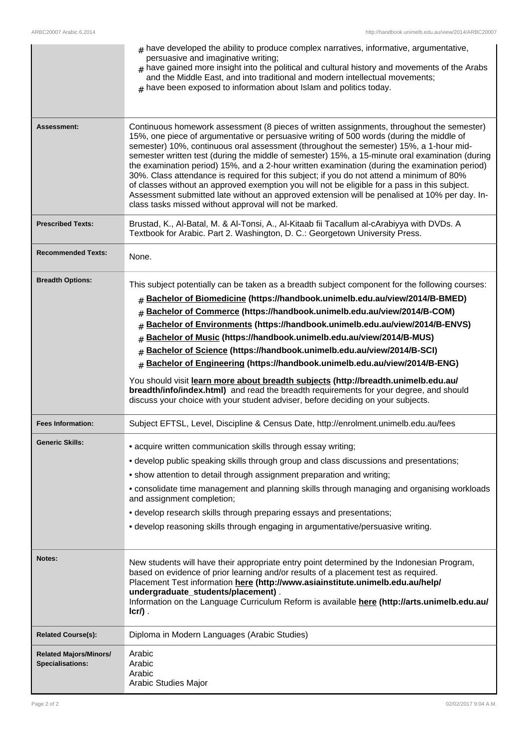| | |
|---|---|
| | # have developed the ability to produce complex narratives, informative, argumentative, persuasive and imaginative writing;<br># have gained more insight into the political and cultural history and movements of the Arabs and the Middle East, and into traditional and modern intellectual movements;<br># have been exposed to information about Islam and politics today. |
| **Assessment:** | Continuous homework assessment (8 pieces of written assignments, throughout the semester) 15%, one piece of argumentative or persuasive writing of 500 words (during the middle of semester) 10%, continuous oral assessment (throughout the semester) 15%, a 1-hour mid-semester written test (during the middle of semester) 15%, a 15-minute oral examination (during the examination period) 15%, and a 2-hour written examination (during the examination period) 30%. Class attendance is required for this subject; if you do not attend a minimum of 80% of classes without an approved exemption you will not be eligible for a pass in this subject. Assessment submitted late without an approved extension will be penalised at 10% per day. In-class tasks missed without approval will not be marked. |
| **Prescribed Texts:** | Brustad, K., Al-Batal, M. & Al-Tonsi, A., Al-Kitaab fii Tacallum al-cArabiyya with DVDs. A Textbook for Arabic. Part 2. Washington, D. C.: Georgetown University Press. |
| **Recommended Texts:** | None. |
| **Breadth Options:** | This subject potentially can be taken as a breadth subject component for the following courses:<br># **Bachelor of Biomedicine (https://handbook.unimelb.edu.au/view/2014/B-BMED)**<br># **Bachelor of Commerce (https://handbook.unimelb.edu.au/view/2014/B-COM)**<br># **Bachelor of Environments (https://handbook.unimelb.edu.au/view/2014/B-ENVS)**<br># **Bachelor of Music (https://handbook.unimelb.edu.au/view/2014/B-MUS)**<br># **Bachelor of Science (https://handbook.unimelb.edu.au/view/2014/B-SCI)**<br># **Bachelor of Engineering (https://handbook.unimelb.edu.au/view/2014/B-ENG)**<br>You should visit **learn more about breadth subjects (http://breadth.unimelb.edu.au/breadth/info/index.html)** and read the breadth requirements for your degree, and should discuss your choice with your student adviser, before deciding on your subjects. |
| **Fees Information:** | Subject EFTSL, Level, Discipline & Census Date, http://enrolment.unimelb.edu.au/fees |
| **Generic Skills:** | • acquire written communication skills through essay writing;<br>• develop public speaking skills through group and class discussions and presentations;<br>• show attention to detail through assignment preparation and writing;<br>• consolidate time management and planning skills through managing and organising workloads and assignment completion;<br>• develop research skills through preparing essays and presentations;<br>• develop reasoning skills through engaging in argumentative/persuasive writing. |
| **Notes:** | New students will have their appropriate entry point determined by the Indonesian Program, based on evidence of prior learning and/or results of a placement test as required. Placement Test information **here (http://www.asiainstitute.unimelb.edu.au/help/undergraduate_students/placement)** .<br>Information on the Language Curriculum Reform is available **here (http://arts.unimelb.edu.au/lcr/)** . |
| **Related Course(s):** | Diploma in Modern Languages (Arabic Studies) |
| **Related Majors/Minors/ Specialisations:** | Arabic<br>Arabic<br>Arabic<br>Arabic Studies Major |